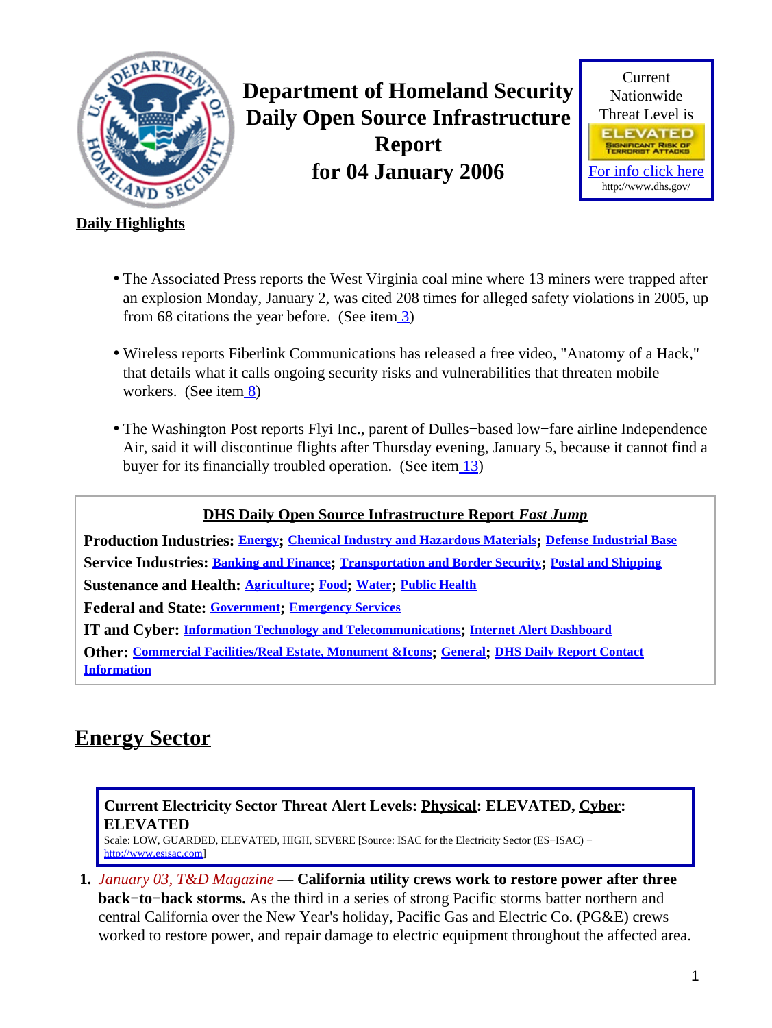# Department of Homeland Security Daily Open Source Infrastructure Report for 04 January 2006

Current Nationwide Threat Level is

ELEVATED

SIGNIFICANT RISK OF TERRORIST ATTACKS

For info click here

http://www.dhs.gov/

**Daily Highlights**

- The Associated Press reports the West Virginia coal mine where 13 miners were trapped after an explosion Monday, January 2, was cited 208 times for alleged safety violations in 2005, up from 68 citations the year before. (See item 3)
- Wireless reports Fiberlink Communications has released a free video, "Anatomy of a Hack," that details what it calls ongoing security risks and vulnerabilities that threaten mobile workers. (See item 8)
- The Washington Post reports Flyi Inc., parent of Dulles−based low−fare airline Independence Air, said it will discontinue flights after Thursday evening, January 5, because it cannot find a buyer for its financially troubled operation. (See item 13)

**DHS Daily Open Source Infrastructure Report *Fast Jump***

**Production Industries:** Energy; Chemical Industry and Hazardous Materials; Defense Industrial Base

**Service Industries:** Banking and Finance; Transportation and Border Security; Postal and Shipping

**Sustenance and Health:** Agriculture; Food; Water; Public Health

**Federal and State:** Government; Emergency Services

**IT and Cyber:** Information Technology and Telecommunications; Internet Alert Dashboard

**Other:** Commercial Facilities/Real Estate, Monument &Icons; General; DHS Daily Report Contact Information

## Energy Sector

**Current Electricity Sector Threat Alert Levels: Physical: ELEVATED, Cyber: ELEVATED**

Scale: LOW, GUARDED, ELEVATED, HIGH, SEVERE [Source: ISAC for the Electricity Sector (ES−ISAC) − http://www.esisac.com]

1. *January 03, T&D Magazine* — **California utility crews work to restore power after three back−to−back storms.** As the third in a series of strong Pacific storms batter northern and central California over the New Year's holiday, Pacific Gas and Electric Co. (PG&E) crews worked to restore power, and repair damage to electric equipment throughout the affected area.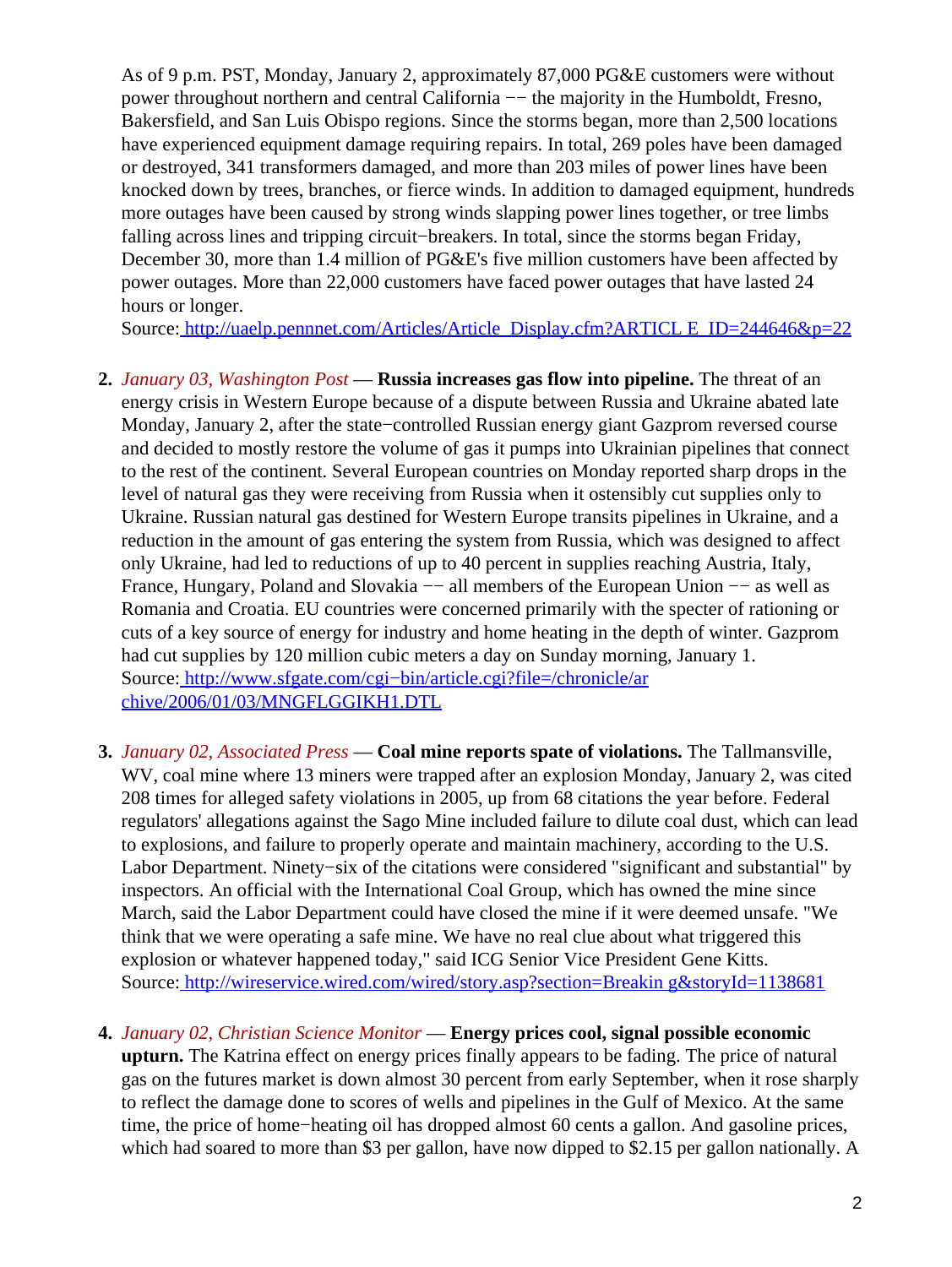As of 9 p.m. PST, Monday, January 2, approximately 87,000 PG&E customers were without power throughout northern and central California −− the majority in the Humboldt, Fresno, Bakersfield, and San Luis Obispo regions. Since the storms began, more than 2,500 locations have experienced equipment damage requiring repairs. In total, 269 poles have been damaged or destroyed, 341 transformers damaged, and more than 203 miles of power lines have been knocked down by trees, branches, or fierce winds. In addition to damaged equipment, hundreds more outages have been caused by strong winds slapping power lines together, or tree limbs falling across lines and tripping circuit−breakers. In total, since the storms began Friday, December 30, more than 1.4 million of PG&E's five million customers have been affected by power outages. More than 22,000 customers have faced power outages that have lasted 24 hours or longer.
Source: http://uaelp.pennnet.com/Articles/Article_Display.cfm?ARTICLE_ID=244646&p=22

2. *January 03, Washington Post* — **Russia increases gas flow into pipeline.** The threat of an energy crisis in Western Europe because of a dispute between Russia and Ukraine abated late Monday, January 2, after the state−controlled Russian energy giant Gazprom reversed course and decided to mostly restore the volume of gas it pumps into Ukrainian pipelines that connect to the rest of the continent. Several European countries on Monday reported sharp drops in the level of natural gas they were receiving from Russia when it ostensibly cut supplies only to Ukraine. Russian natural gas destined for Western Europe transits pipelines in Ukraine, and a reduction in the amount of gas entering the system from Russia, which was designed to affect only Ukraine, had led to reductions of up to 40 percent in supplies reaching Austria, Italy, France, Hungary, Poland and Slovakia −− all members of the European Union −− as well as Romania and Croatia. EU countries were concerned primarily with the specter of rationing or cuts of a key source of energy for industry and home heating in the depth of winter. Gazprom had cut supplies by 120 million cubic meters a day on Sunday morning, January 1.
Source: http://www.sfgate.com/cgi−bin/article.cgi?file=/chronicle/archive/2006/01/03/MNGFLGGIKH1.DTL

3. *January 02, Associated Press* — **Coal mine reports spate of violations.** The Tallmansville, WV, coal mine where 13 miners were trapped after an explosion Monday, January 2, was cited 208 times for alleged safety violations in 2005, up from 68 citations the year before. Federal regulators' allegations against the Sago Mine included failure to dilute coal dust, which can lead to explosions, and failure to properly operate and maintain machinery, according to the U.S. Labor Department. Ninety−six of the citations were considered "significant and substantial" by inspectors. An official with the International Coal Group, which has owned the mine since March, said the Labor Department could have closed the mine if it were deemed unsafe. "We think that we were operating a safe mine. We have no real clue about what triggered this explosion or whatever happened today," said ICG Senior Vice President Gene Kitts.
Source: http://wireservice.wired.com/wired/story.asp?section=Breaking&storyId=1138681

4. *January 02, Christian Science Monitor* — **Energy prices cool, signal possible economic upturn.** The Katrina effect on energy prices finally appears to be fading. The price of natural gas on the futures market is down almost 30 percent from early September, when it rose sharply to reflect the damage done to scores of wells and pipelines in the Gulf of Mexico. At the same time, the price of home−heating oil has dropped almost 60 cents a gallon. And gasoline prices, which had soared to more than $3 per gallon, have now dipped to $2.15 per gallon nationally. A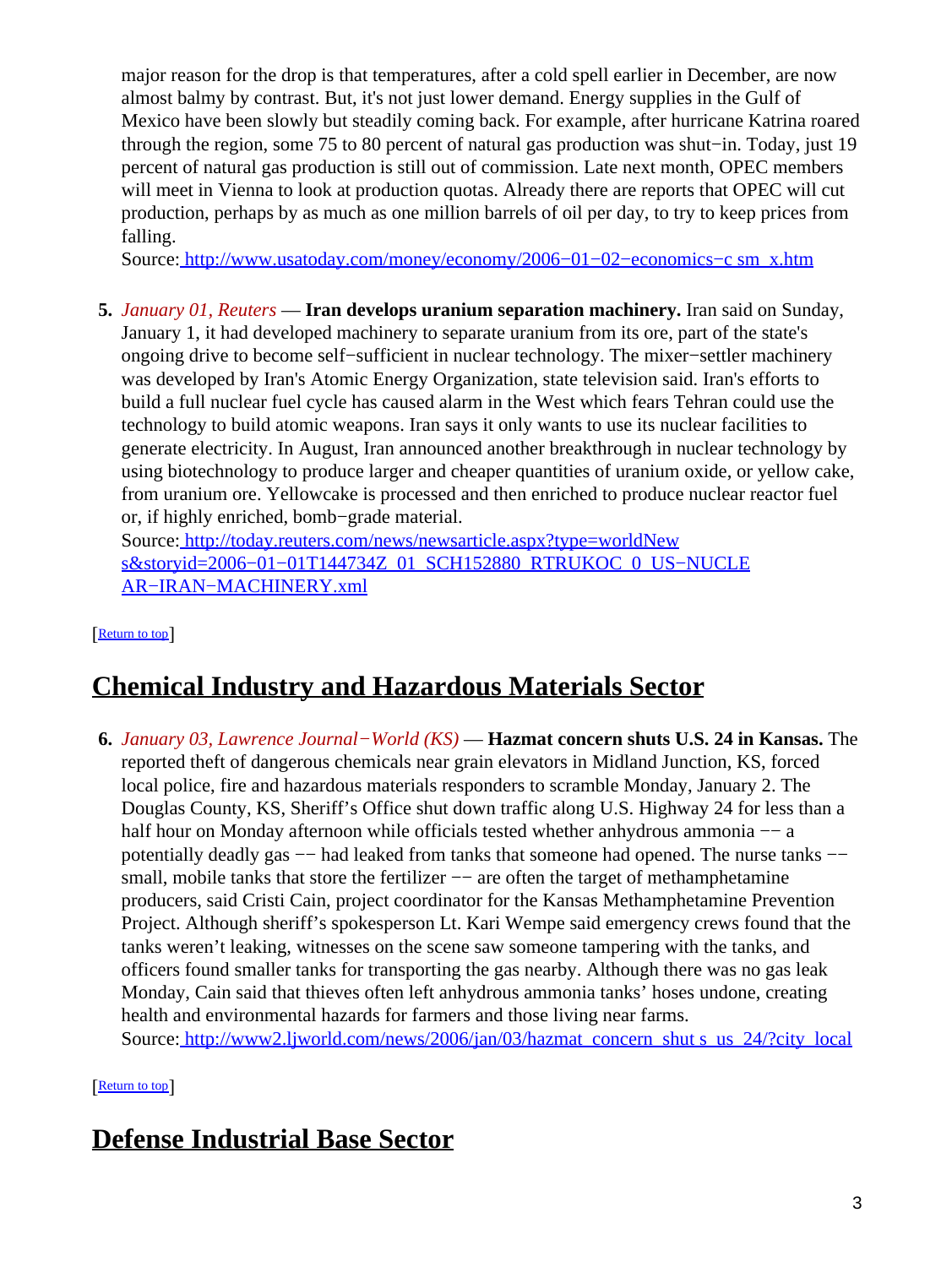major reason for the drop is that temperatures, after a cold spell earlier in December, are now almost balmy by contrast. But, it's not just lower demand. Energy supplies in the Gulf of Mexico have been slowly but steadily coming back. For example, after hurricane Katrina roared through the region, some 75 to 80 percent of natural gas production was shut−in. Today, just 19 percent of natural gas production is still out of commission. Late next month, OPEC members will meet in Vienna to look at production quotas. Already there are reports that OPEC will cut production, perhaps by as much as one million barrels of oil per day, to try to keep prices from falling.
Source: [http://www.usatoday.com/money/economy/2006−01−02−economics−c sm_x.htm](http://www.usatoday.com/money/economy/2006-01-02-economics-csm_x.htm)

5. *January 01, Reuters* — **Iran develops uranium separation machinery.** Iran said on Sunday, January 1, it had developed machinery to separate uranium from its ore, part of the state's ongoing drive to become self−sufficient in nuclear technology. The mixer−settler machinery was developed by Iran's Atomic Energy Organization, state television said. Iran's efforts to build a full nuclear fuel cycle has caused alarm in the West which fears Tehran could use the technology to build atomic weapons. Iran says it only wants to use its nuclear facilities to generate electricity. In August, Iran announced another breakthrough in nuclear technology by using biotechnology to produce larger and cheaper quantities of uranium oxide, or yellow cake, from uranium ore. Yellowcake is processed and then enriched to produce nuclear reactor fuel or, if highly enriched, bomb−grade material.
Source: [http://today.reuters.com/news/newsarticle.aspx?type=worldNew s&storyid=2006−01−01T144734Z_01_SCH152880_RTRUKOC_0_US−NUCLE AR−IRAN−MACHINERY.xml](http://today.reuters.com/news/newsarticle.aspx?type=worldNews&storyid=2006-01-01T144734Z_01_SCH152880_RTRUKOC_0_US-NUCLEAR-IRAN-MACHINERY.xml)

[Return to top]

## Chemical Industry and Hazardous Materials Sector

6. *January 03, Lawrence Journal−World (KS)* — **Hazmat concern shuts U.S. 24 in Kansas.** The reported theft of dangerous chemicals near grain elevators in Midland Junction, KS, forced local police, fire and hazardous materials responders to scramble Monday, January 2. The Douglas County, KS, Sheriff's Office shut down traffic along U.S. Highway 24 for less than a half hour on Monday afternoon while officials tested whether anhydrous ammonia −− a potentially deadly gas −− had leaked from tanks that someone had opened. The nurse tanks −− small, mobile tanks that store the fertilizer −− are often the target of methamphetamine producers, said Cristi Cain, project coordinator for the Kansas Methamphetamine Prevention Project. Although sheriff's spokesperson Lt. Kari Wempe said emergency crews found that the tanks weren't leaking, witnesses on the scene saw someone tampering with the tanks, and officers found smaller tanks for transporting the gas nearby. Although there was no gas leak Monday, Cain said that thieves often left anhydrous ammonia tanks' hoses undone, creating health and environmental hazards for farmers and those living near farms.
Source: [http://www2.ljworld.com/news/2006/jan/03/hazmat_concern_shut s_us_24/?city_local](http://www2.ljworld.com/news/2006/jan/03/hazmat_concern_shuts_us_24/?city_local)

[Return to top]

## Defense Industrial Base Sector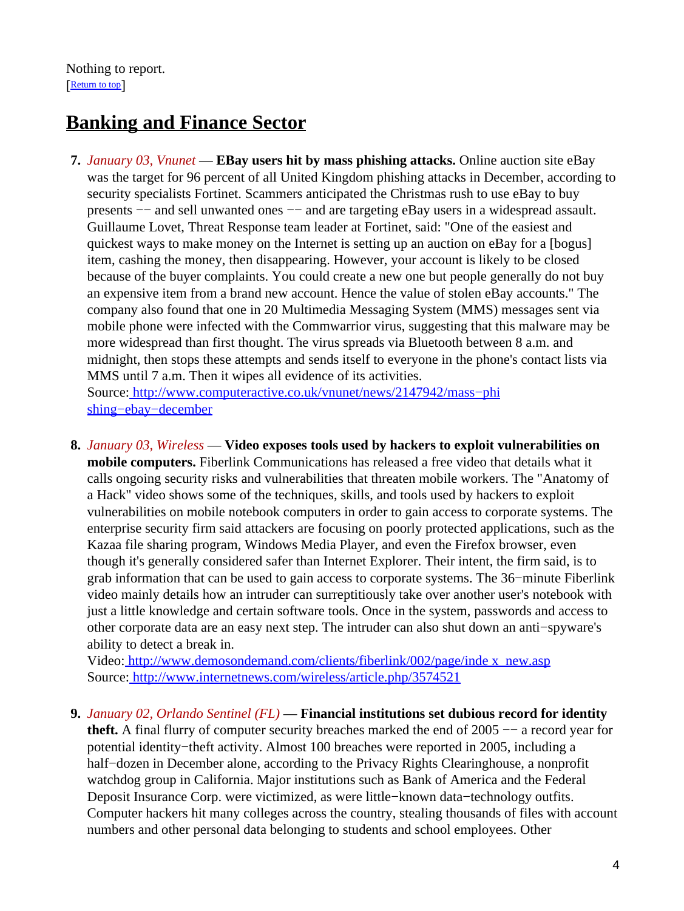Nothing to report.
[Return to top]

## Banking and Finance Sector

7. *January 03, Vnunet* — **EBay users hit by mass phishing attacks.** Online auction site eBay was the target for 96 percent of all United Kingdom phishing attacks in December, according to security specialists Fortinet. Scammers anticipated the Christmas rush to use eBay to buy presents −− and sell unwanted ones −− and are targeting eBay users in a widespread assault. Guillaume Lovet, Threat Response team leader at Fortinet, said: "One of the easiest and quickest ways to make money on the Internet is setting up an auction on eBay for a [bogus] item, cashing the money, then disappearing. However, your account is likely to be closed because of the buyer complaints. You could create a new one but people generally do not buy an expensive item from a brand new account. Hence the value of stolen eBay accounts." The company also found that one in 20 Multimedia Messaging System (MMS) messages sent via mobile phone were infected with the Commwarrior virus, suggesting that this malware may be more widespread than first thought. The virus spreads via Bluetooth between 8 a.m. and midnight, then stops these attempts and sends itself to everyone in the phone's contact lists via MMS until 7 a.m. Then it wipes all evidence of its activities.
Source: http://www.computeractive.co.uk/vnunet/news/2147942/mass−phishing−ebay−december

8. *January 03, Wireless* — **Video exposes tools used by hackers to exploit vulnerabilities on mobile computers.** Fiberlink Communications has released a free video that details what it calls ongoing security risks and vulnerabilities that threaten mobile workers. The "Anatomy of a Hack" video shows some of the techniques, skills, and tools used by hackers to exploit vulnerabilities on mobile notebook computers in order to gain access to corporate systems. The enterprise security firm said attackers are focusing on poorly protected applications, such as the Kazaa file sharing program, Windows Media Player, and even the Firefox browser, even though it's generally considered safer than Internet Explorer. Their intent, the firm said, is to grab information that can be used to gain access to corporate systems. The 36−minute Fiberlink video mainly details how an intruder can surreptitiously take over another user's notebook with just a little knowledge and certain software tools. Once in the system, passwords and access to other corporate data are an easy next step. The intruder can also shut down an anti−spyware's ability to detect a break in.
Video: http://www.demosondemand.com/clients/fiberlink/002/page/index_new.asp
Source: http://www.internetnews.com/wireless/article.php/3574521

9. *January 02, Orlando Sentinel (FL)* — **Financial institutions set dubious record for identity theft.** A final flurry of computer security breaches marked the end of 2005 −− a record year for potential identity−theft activity. Almost 100 breaches were reported in 2005, including a half−dozen in December alone, according to the Privacy Rights Clearinghouse, a nonprofit watchdog group in California. Major institutions such as Bank of America and the Federal Deposit Insurance Corp. were victimized, as were little−known data−technology outfits. Computer hackers hit many colleges across the country, stealing thousands of files with account numbers and other personal data belonging to students and school employees. Other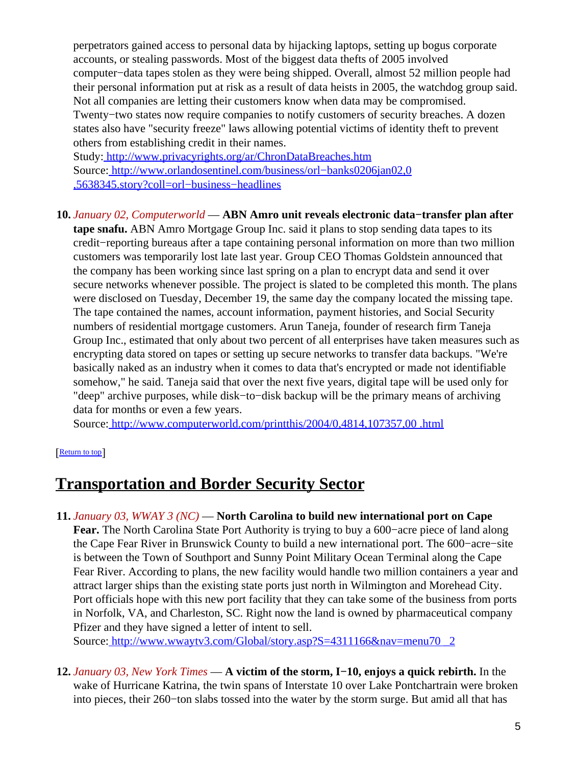perpetrators gained access to personal data by hijacking laptops, setting up bogus corporate accounts, or stealing passwords. Most of the biggest data thefts of 2005 involved computer−data tapes stolen as they were being shipped. Overall, almost 52 million people had their personal information put at risk as a result of data heists in 2005, the watchdog group said. Not all companies are letting their customers know when data may be compromised. Twenty−two states now require companies to notify customers of security breaches. A dozen states also have "security freeze" laws allowing potential victims of identity theft to prevent others from establishing credit in their names.
Study: [http://www.privacyrights.org/ar/ChronDataBreaches.htm](http://www.privacyrights.org/ar/ChronDataBreaches.htm)
Source: [http://www.orlandosentinel.com/business/orl−banks0206jan02,0,5638345.story?coll=orl−business−headlines](http://www.orlandosentinel.com/business/orl-banks0206jan02,0,5638345.story?coll=orl-business-headlines)

10. *January 02, Computerworld* — **ABN Amro unit reveals electronic data−transfer plan after tape snafu.** ABN Amro Mortgage Group Inc. said it plans to stop sending data tapes to its credit−reporting bureaus after a tape containing personal information on more than two million customers was temporarily lost late last year. Group CEO Thomas Goldstein announced that the company has been working since last spring on a plan to encrypt data and send it over secure networks whenever possible. The project is slated to be completed this month. The plans were disclosed on Tuesday, December 19, the same day the company located the missing tape. The tape contained the names, account information, payment histories, and Social Security numbers of residential mortgage customers. Arun Taneja, founder of research firm Taneja Group Inc., estimated that only about two percent of all enterprises have taken measures such as encrypting data stored on tapes or setting up secure networks to transfer data backups. "We're basically naked as an industry when it comes to data that's encrypted or made not identifiable somehow," he said. Taneja said that over the next five years, digital tape will be used only for "deep" archive purposes, while disk−to−disk backup will be the primary means of archiving data for months or even a few years.
Source: [http://www.computerworld.com/printthis/2004/0,4814,107357,00 .html](http://www.computerworld.com/printthis/2004/0,4814,107357,00.html)

[[Return to top](#top)]

## Transportation and Border Security Sector

11. *January 03, WWAY 3 (NC)* — **North Carolina to build new international port on Cape Fear.** The North Carolina State Port Authority is trying to buy a 600−acre piece of land along the Cape Fear River in Brunswick County to build a new international port. The 600−acre−site is between the Town of Southport and Sunny Point Military Ocean Terminal along the Cape Fear River. According to plans, the new facility would handle two million containers a year and attract larger ships than the existing state ports just north in Wilmington and Morehead City. Port officials hope with this new port facility that they can take some of the business from ports in Norfolk, VA, and Charleston, SC. Right now the land is owned by pharmaceutical company Pfizer and they have signed a letter of intent to sell.
Source: [http://www.wwaytv3.com/Global/story.asp?S=4311166&nav=menu70_2](http://www.wwaytv3.com/Global/story.asp?S=4311166&nav=menu70_2)

12. *January 03, New York Times* — **A victim of the storm, I−10, enjoys a quick rebirth.** In the wake of Hurricane Katrina, the twin spans of Interstate 10 over Lake Pontchartrain were broken into pieces, their 260−ton slabs tossed into the water by the storm surge. But amid all that has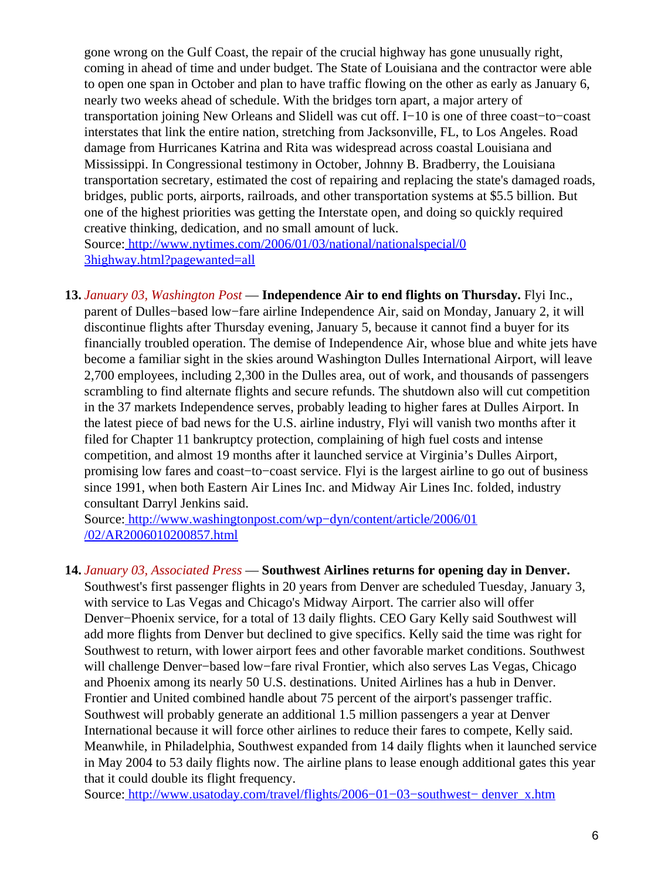gone wrong on the Gulf Coast, the repair of the crucial highway has gone unusually right, coming in ahead of time and under budget. The State of Louisiana and the contractor were able to open one span in October and plan to have traffic flowing on the other as early as January 6, nearly two weeks ahead of schedule. With the bridges torn apart, a major artery of transportation joining New Orleans and Slidell was cut off. I−10 is one of three coast−to−coast interstates that link the entire nation, stretching from Jacksonville, FL, to Los Angeles. Road damage from Hurricanes Katrina and Rita was widespread across coastal Louisiana and Mississippi. In Congressional testimony in October, Johnny B. Bradberry, the Louisiana transportation secretary, estimated the cost of repairing and replacing the state's damaged roads, bridges, public ports, airports, railroads, and other transportation systems at $5.5 billion. But one of the highest priorities was getting the Interstate open, and doing so quickly required creative thinking, dedication, and no small amount of luck.
Source: http://www.nytimes.com/2006/01/03/national/nationalspecial/03highway.html?pagewanted=all

13. *January 03, Washington Post* — **Independence Air to end flights on Thursday.** Flyi Inc., parent of Dulles−based low−fare airline Independence Air, said on Monday, January 2, it will discontinue flights after Thursday evening, January 5, because it cannot find a buyer for its financially troubled operation. The demise of Independence Air, whose blue and white jets have become a familiar sight in the skies around Washington Dulles International Airport, will leave 2,700 employees, including 2,300 in the Dulles area, out of work, and thousands of passengers scrambling to find alternate flights and secure refunds. The shutdown also will cut competition in the 37 markets Independence serves, probably leading to higher fares at Dulles Airport. In the latest piece of bad news for the U.S. airline industry, Flyi will vanish two months after it filed for Chapter 11 bankruptcy protection, complaining of high fuel costs and intense competition, and almost 19 months after it launched service at Virginia's Dulles Airport, promising low fares and coast−to−coast service. Flyi is the largest airline to go out of business since 1991, when both Eastern Air Lines Inc. and Midway Air Lines Inc. folded, industry consultant Darryl Jenkins said.
Source: http://www.washingtonpost.com/wp−dyn/content/article/2006/01/02/AR2006010200857.html

14. *January 03, Associated Press* — **Southwest Airlines returns for opening day in Denver.** Southwest's first passenger flights in 20 years from Denver are scheduled Tuesday, January 3, with service to Las Vegas and Chicago's Midway Airport. The carrier also will offer Denver−Phoenix service, for a total of 13 daily flights. CEO Gary Kelly said Southwest will add more flights from Denver but declined to give specifics. Kelly said the time was right for Southwest to return, with lower airport fees and other favorable market conditions. Southwest will challenge Denver−based low−fare rival Frontier, which also serves Las Vegas, Chicago and Phoenix among its nearly 50 U.S. destinations. United Airlines has a hub in Denver. Frontier and United combined handle about 75 percent of the airport's passenger traffic. Southwest will probably generate an additional 1.5 million passengers a year at Denver International because it will force other airlines to reduce their fares to compete, Kelly said. Meanwhile, in Philadelphia, Southwest expanded from 14 daily flights when it launched service in May 2004 to 53 daily flights now. The airline plans to lease enough additional gates this year that it could double its flight frequency.
Source: http://www.usatoday.com/travel/flights/2006−01−03−southwest− denver_x.htm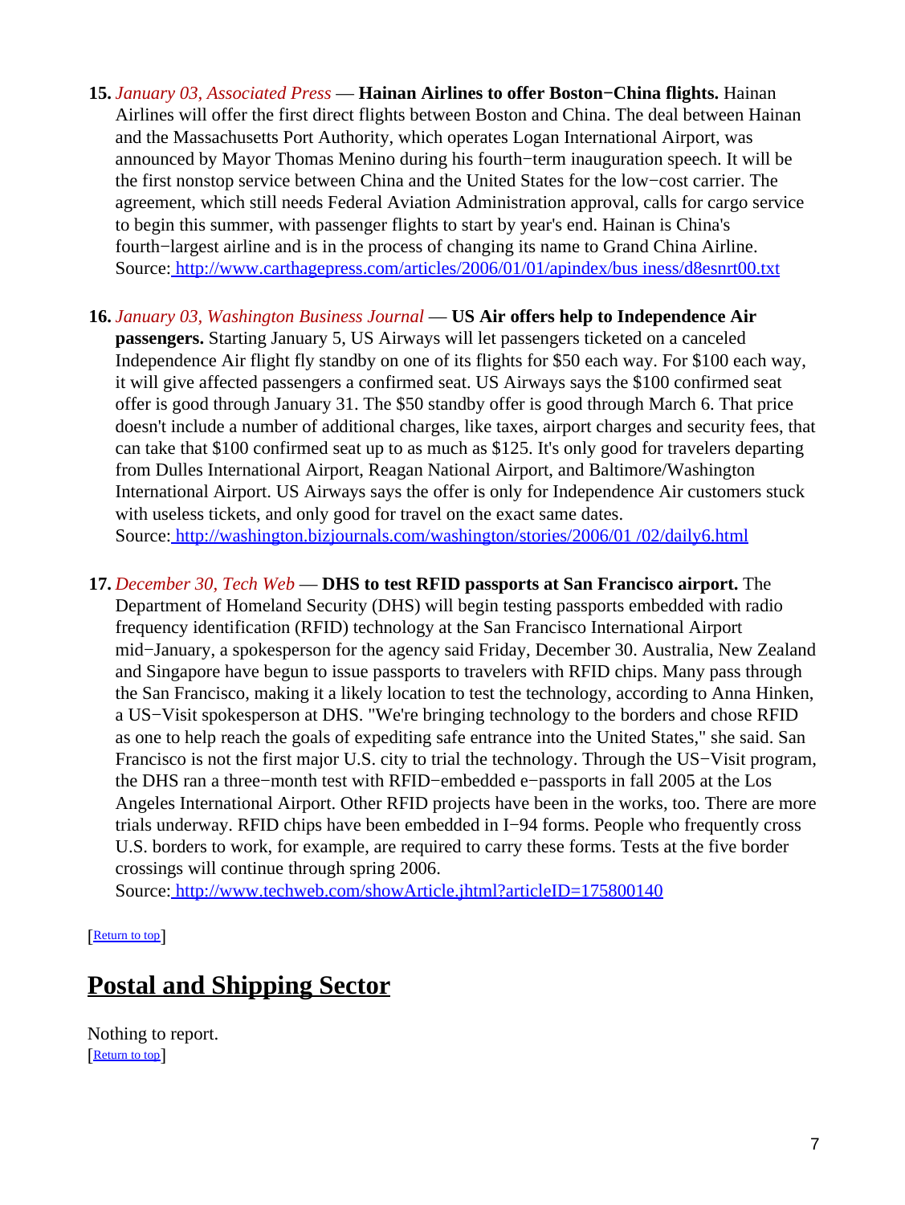15. *January 03, Associated Press* — **Hainan Airlines to offer Boston−China flights.** Hainan Airlines will offer the first direct flights between Boston and China. The deal between Hainan and the Massachusetts Port Authority, which operates Logan International Airport, was announced by Mayor Thomas Menino during his fourth−term inauguration speech. It will be the first nonstop service between China and the United States for the low−cost carrier. The agreement, which still needs Federal Aviation Administration approval, calls for cargo service to begin this summer, with passenger flights to start by year's end. Hainan is China's fourth−largest airline and is in the process of changing its name to Grand China Airline.
Source: http://www.carthagepress.com/articles/2006/01/01/apindex/bus iness/d8esnrt00.txt

16. *January 03, Washington Business Journal* — **US Air offers help to Independence Air passengers.** Starting January 5, US Airways will let passengers ticketed on a canceled Independence Air flight fly standby on one of its flights for $50 each way. For $100 each way, it will give affected passengers a confirmed seat. US Airways says the $100 confirmed seat offer is good through January 31. The $50 standby offer is good through March 6. That price doesn't include a number of additional charges, like taxes, airport charges and security fees, that can take that $100 confirmed seat up to as much as $125. It's only good for travelers departing from Dulles International Airport, Reagan National Airport, and Baltimore/Washington International Airport. US Airways says the offer is only for Independence Air customers stuck with useless tickets, and only good for travel on the exact same dates.
Source: http://washington.bizjournals.com/washington/stories/2006/01 /02/daily6.html

17. *December 30, Tech Web* — **DHS to test RFID passports at San Francisco airport.** The Department of Homeland Security (DHS) will begin testing passports embedded with radio frequency identification (RFID) technology at the San Francisco International Airport mid−January, a spokesperson for the agency said Friday, December 30. Australia, New Zealand and Singapore have begun to issue passports to travelers with RFID chips. Many pass through the San Francisco, making it a likely location to test the technology, according to Anna Hinken, a US−Visit spokesperson at DHS. "We're bringing technology to the borders and chose RFID as one to help reach the goals of expediting safe entrance into the United States," she said. San Francisco is not the first major U.S. city to trial the technology. Through the US−Visit program, the DHS ran a three−month test with RFID−embedded e−passports in fall 2005 at the Los Angeles International Airport. Other RFID projects have been in the works, too. There are more trials underway. RFID chips have been embedded in I−94 forms. People who frequently cross U.S. borders to work, for example, are required to carry these forms. Tests at the five border crossings will continue through spring 2006.
Source: http://www.techweb.com/showArticle.jhtml?articleID=175800140

[Return to top]

## Postal and Shipping Sector

Nothing to report.
[Return to top]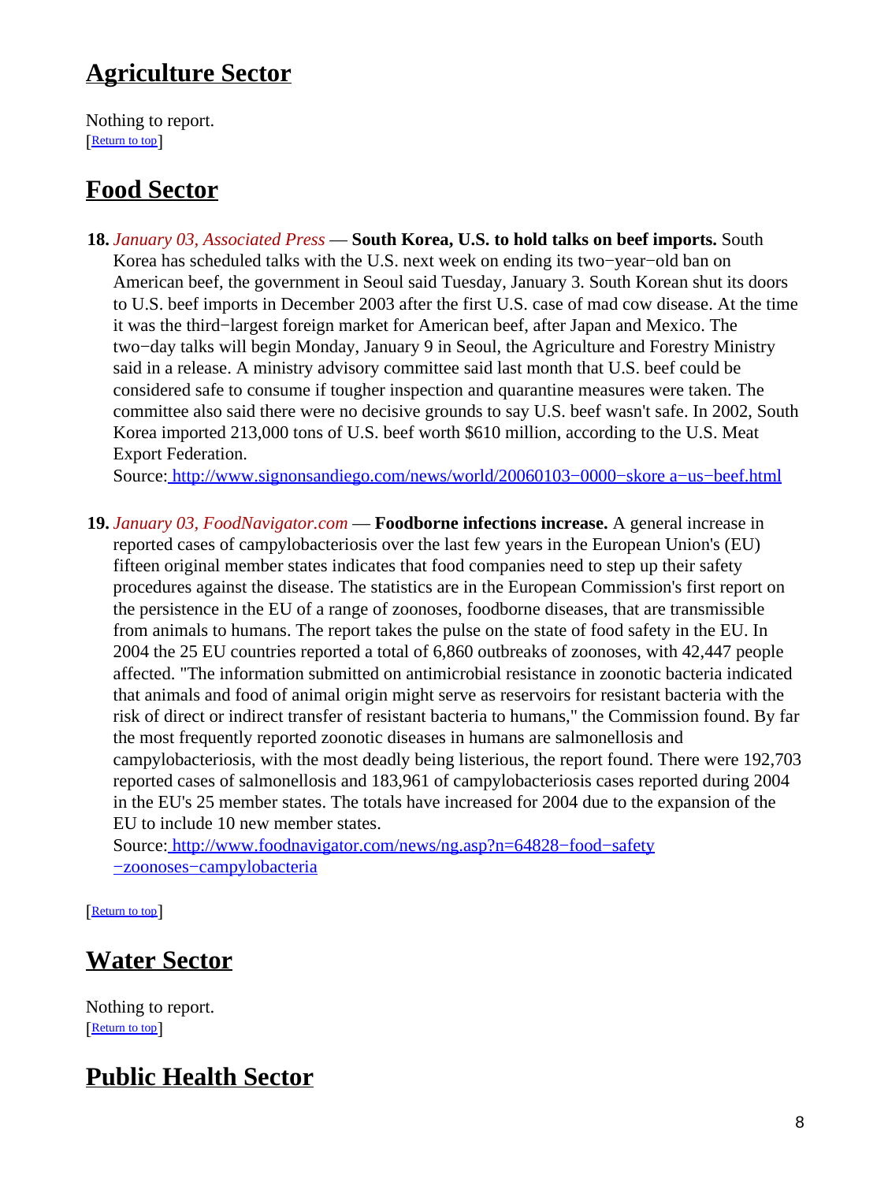## Agriculture Sector

Nothing to report.
[Return to top]

## Food Sector

**18.** *January 03, Associated Press* — **South Korea, U.S. to hold talks on beef imports.** South Korea has scheduled talks with the U.S. next week on ending its two−year−old ban on American beef, the government in Seoul said Tuesday, January 3. South Korean shut its doors to U.S. beef imports in December 2003 after the first U.S. case of mad cow disease. At the time it was the third−largest foreign market for American beef, after Japan and Mexico. The two−day talks will begin Monday, January 9 in Seoul, the Agriculture and Forestry Ministry said in a release. A ministry advisory committee said last month that U.S. beef could be considered safe to consume if tougher inspection and quarantine measures were taken. The committee also said there were no decisive grounds to say U.S. beef wasn't safe. In 2002, South Korea imported 213,000 tons of U.S. beef worth $610 million, according to the U.S. Meat Export Federation.
Source: http://www.signonsandiego.com/news/world/20060103−0000−skore a−us−beef.html

**19.** *January 03, FoodNavigator.com* — **Foodborne infections increase.** A general increase in reported cases of campylobacteriosis over the last few years in the European Union's (EU) fifteen original member states indicates that food companies need to step up their safety procedures against the disease. The statistics are in the European Commission's first report on the persistence in the EU of a range of zoonoses, foodborne diseases, that are transmissible from animals to humans. The report takes the pulse on the state of food safety in the EU. In 2004 the 25 EU countries reported a total of 6,860 outbreaks of zoonoses, with 42,447 people affected. "The information submitted on antimicrobial resistance in zoonotic bacteria indicated that animals and food of animal origin might serve as reservoirs for resistant bacteria with the risk of direct or indirect transfer of resistant bacteria to humans," the Commission found. By far the most frequently reported zoonotic diseases in humans are salmonellosis and campylobacteriosis, with the most deadly being listerious, the report found. There were 192,703 reported cases of salmonellosis and 183,961 of campylobacteriosis cases reported during 2004 in the EU's 25 member states. The totals have increased for 2004 due to the expansion of the EU to include 10 new member states.
Source: http://www.foodnavigator.com/news/ng.asp?n=64828−food−safety −zoonoses−campylobacteria

[Return to top]

## Water Sector

Nothing to report.
[Return to top]

## Public Health Sector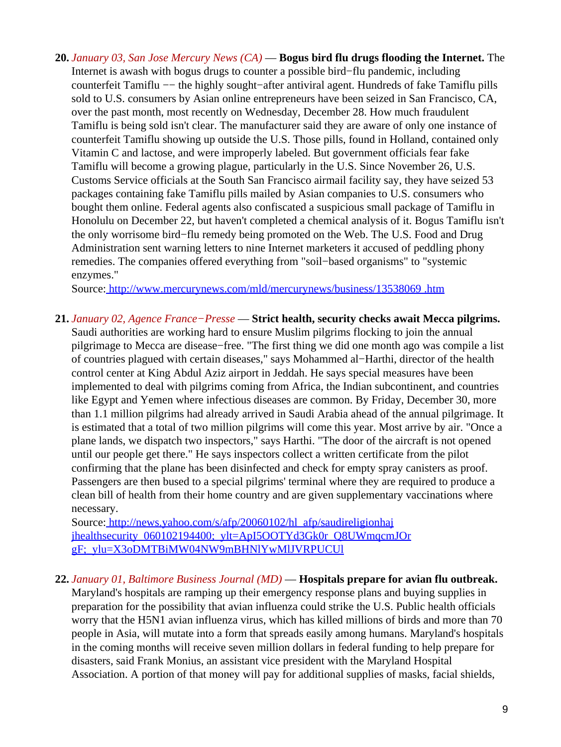20. *January 03, San Jose Mercury News (CA)* — **Bogus bird flu drugs flooding the Internet.** The Internet is awash with bogus drugs to counter a possible bird−flu pandemic, including counterfeit Tamiflu −− the highly sought−after antiviral agent. Hundreds of fake Tamiflu pills sold to U.S. consumers by Asian online entrepreneurs have been seized in San Francisco, CA, over the past month, most recently on Wednesday, December 28. How much fraudulent Tamiflu is being sold isn't clear. The manufacturer said they are aware of only one instance of counterfeit Tamiflu showing up outside the U.S. Those pills, found in Holland, contained only Vitamin C and lactose, and were improperly labeled. But government officials fear fake Tamiflu will become a growing plague, particularly in the U.S. Since November 26, U.S. Customs Service officials at the South San Francisco airmail facility say, they have seized 53 packages containing fake Tamiflu pills mailed by Asian companies to U.S. consumers who bought them online. Federal agents also confiscated a suspicious small package of Tamiflu in Honolulu on December 22, but haven't completed a chemical analysis of it. Bogus Tamiflu isn't the only worrisome bird−flu remedy being promoted on the Web. The U.S. Food and Drug Administration sent warning letters to nine Internet marketers it accused of peddling phony remedies. The companies offered everything from "soil−based organisms" to "systemic enzymes."
Source: http://www.mercurynews.com/mld/mercurynews/business/13538069 .htm

21. *January 02, Agence France−Presse* — **Strict health, security checks await Mecca pilgrims.** Saudi authorities are working hard to ensure Muslim pilgrims flocking to join the annual pilgrimage to Mecca are disease−free. "The first thing we did one month ago was compile a list of countries plagued with certain diseases," says Mohammed al−Harthi, director of the health control center at King Abdul Aziz airport in Jeddah. He says special measures have been implemented to deal with pilgrims coming from Africa, the Indian subcontinent, and countries like Egypt and Yemen where infectious diseases are common. By Friday, December 30, more than 1.1 million pilgrims had already arrived in Saudi Arabia ahead of the annual pilgrimage. It is estimated that a total of two million pilgrims will come this year. Most arrive by air. "Once a plane lands, we dispatch two inspectors," says Harthi. "The door of the aircraft is not opened until our people get there." He says inspectors collect a written certificate from the pilot confirming that the plane has been disinfected and check for empty spray canisters as proof. Passengers are then bused to a special pilgrims' terminal where they are required to produce a clean bill of health from their home country and are given supplementary vaccinations where necessary.
Source: http://news.yahoo.com/s/afp/20060102/hl_afp/saudireligionhaj jhealthsecurity_060102194400;_ylt=ApI5OOTYd3Gk0r_Q8UWmqcmJOr gF;_ylu=X3oDMTBiMW04NW9mBHNlYwMlJVRPUCUl

22. *January 01, Baltimore Business Journal (MD)* — **Hospitals prepare for avian flu outbreak.** Maryland's hospitals are ramping up their emergency response plans and buying supplies in preparation for the possibility that avian influenza could strike the U.S. Public health officials worry that the H5N1 avian influenza virus, which has killed millions of birds and more than 70 people in Asia, will mutate into a form that spreads easily among humans. Maryland's hospitals in the coming months will receive seven million dollars in federal funding to help prepare for disasters, said Frank Monius, an assistant vice president with the Maryland Hospital Association. A portion of that money will pay for additional supplies of masks, facial shields,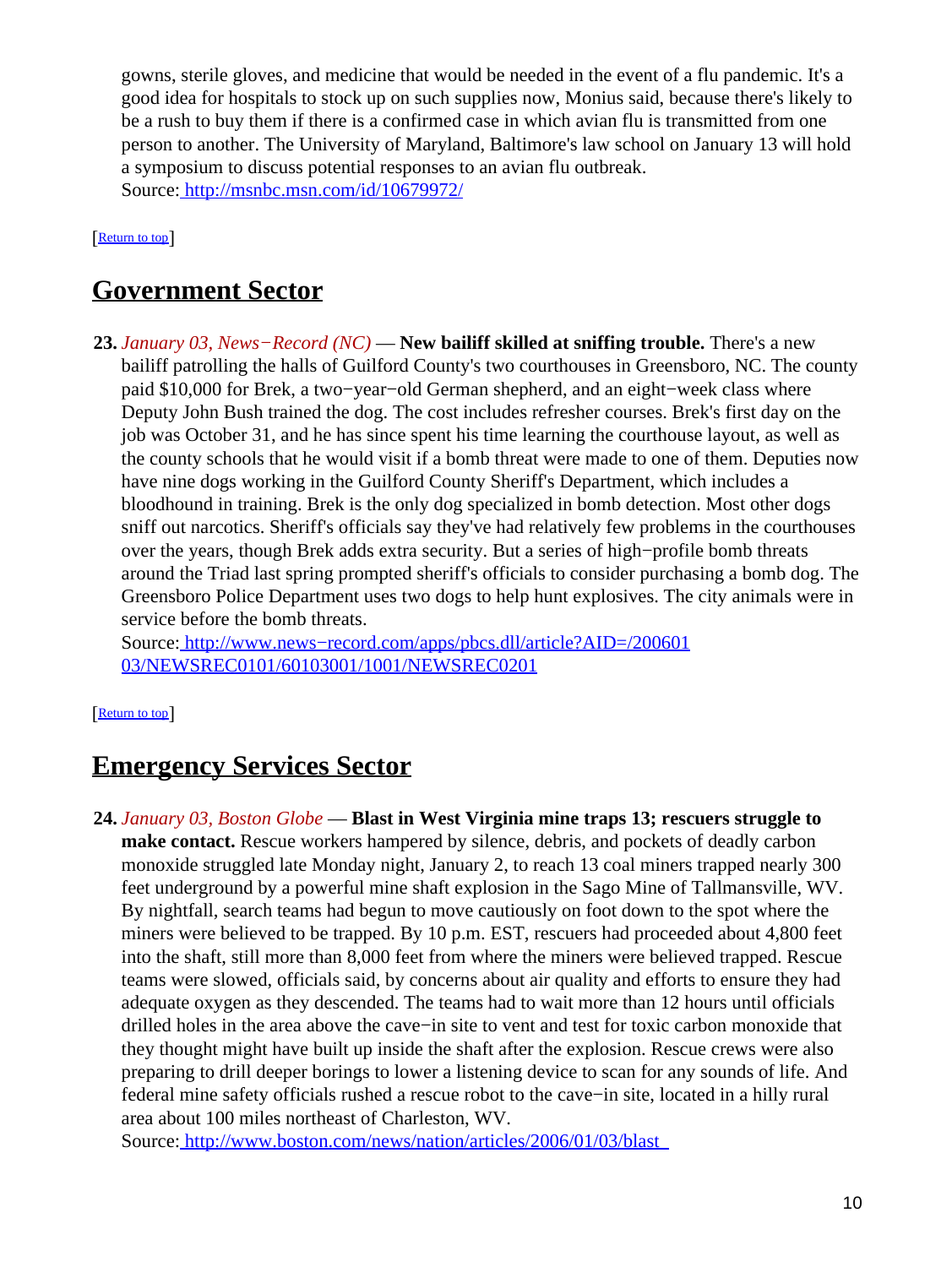gowns, sterile gloves, and medicine that would be needed in the event of a flu pandemic. It's a good idea for hospitals to stock up on such supplies now, Monius said, because there's likely to be a rush to buy them if there is a confirmed case in which avian flu is transmitted from one person to another. The University of Maryland, Baltimore's law school on January 13 will hold a symposium to discuss potential responses to an avian flu outbreak.
Source: http://msnbc.msn.com/id/10679972/

[Return to top]

## Government Sector

**23.** *January 03, News−Record (NC)* — **New bailiff skilled at sniffing trouble.** There's a new bailiff patrolling the halls of Guilford County's two courthouses in Greensboro, NC. The county paid $10,000 for Brek, a two−year−old German shepherd, and an eight−week class where Deputy John Bush trained the dog. The cost includes refresher courses. Brek's first day on the job was October 31, and he has since spent his time learning the courthouse layout, as well as the county schools that he would visit if a bomb threat were made to one of them. Deputies now have nine dogs working in the Guilford County Sheriff's Department, which includes a bloodhound in training. Brek is the only dog specialized in bomb detection. Most other dogs sniff out narcotics. Sheriff's officials say they've had relatively few problems in the courthouses over the years, though Brek adds extra security. But a series of high−profile bomb threats around the Triad last spring prompted sheriff's officials to consider purchasing a bomb dog. The Greensboro Police Department uses two dogs to help hunt explosives. The city animals were in service before the bomb threats.
Source: http://www.news−record.com/apps/pbcs.dll/article?AID=/20060103/NEWSREC0101/60103001/1001/NEWSREC0201

[Return to top]

## Emergency Services Sector

**24.** *January 03, Boston Globe* — **Blast in West Virginia mine traps 13; rescuers struggle to make contact.** Rescue workers hampered by silence, debris, and pockets of deadly carbon monoxide struggled late Monday night, January 2, to reach 13 coal miners trapped nearly 300 feet underground by a powerful mine shaft explosion in the Sago Mine of Tallmansville, WV. By nightfall, search teams had begun to move cautiously on foot down to the spot where the miners were believed to be trapped. By 10 p.m. EST, rescuers had proceeded about 4,800 feet into the shaft, still more than 8,000 feet from where the miners were believed trapped. Rescue teams were slowed, officials said, by concerns about air quality and efforts to ensure they had adequate oxygen as they descended. The teams had to wait more than 12 hours until officials drilled holes in the area above the cave−in site to vent and test for toxic carbon monoxide that they thought might have built up inside the shaft after the explosion. Rescue crews were also preparing to drill deeper borings to lower a listening device to scan for any sounds of life. And federal mine safety officials rushed a rescue robot to the cave−in site, located in a hilly rural area about 100 miles northeast of Charleston, WV.
Source: http://www.boston.com/news/nation/articles/2006/01/03/blast_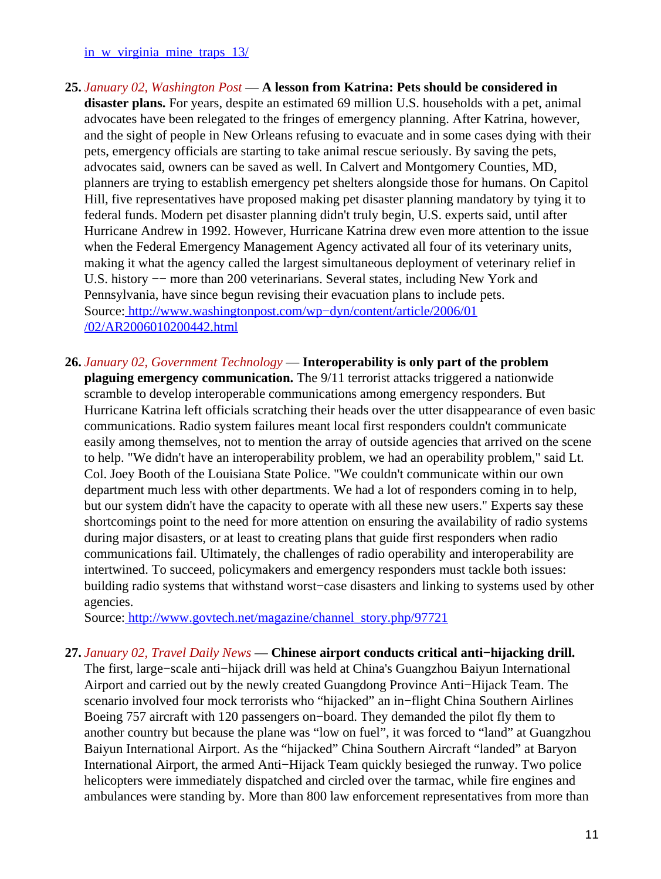[in_w_virginia_mine_traps_13/](in_w_virginia_mine_traps_13/)

25. *January 02, Washington Post* — **A lesson from Katrina: Pets should be considered in disaster plans.** For years, despite an estimated 69 million U.S. households with a pet, animal advocates have been relegated to the fringes of emergency planning. After Katrina, however, and the sight of people in New Orleans refusing to evacuate and in some cases dying with their pets, emergency officials are starting to take animal rescue seriously. By saving the pets, advocates said, owners can be saved as well. In Calvert and Montgomery Counties, MD, planners are trying to establish emergency pet shelters alongside those for humans. On Capitol Hill, five representatives have proposed making pet disaster planning mandatory by tying it to federal funds. Modern pet disaster planning didn't truly begin, U.S. experts said, until after Hurricane Andrew in 1992. However, Hurricane Katrina drew even more attention to the issue when the Federal Emergency Management Agency activated all four of its veterinary units, making it what the agency called the largest simultaneous deployment of veterinary relief in U.S. history −− more than 200 veterinarians. Several states, including New York and Pennsylvania, have since begun revising their evacuation plans to include pets.
Source: [http://www.washingtonpost.com/wp−dyn/content/article/2006/01/02/AR2006010200442.html](http://www.washingtonpost.com/wp-dyn/content/article/2006/01/02/AR2006010200442.html)

26. *January 02, Government Technology* — **Interoperability is only part of the problem plaguing emergency communication.** The 9/11 terrorist attacks triggered a nationwide scramble to develop interoperable communications among emergency responders. But Hurricane Katrina left officials scratching their heads over the utter disappearance of even basic communications. Radio system failures meant local first responders couldn't communicate easily among themselves, not to mention the array of outside agencies that arrived on the scene to help. "We didn't have an interoperability problem, we had an operability problem," said Lt. Col. Joey Booth of the Louisiana State Police. "We couldn't communicate within our own department much less with other departments. We had a lot of responders coming in to help, but our system didn't have the capacity to operate with all these new users." Experts say these shortcomings point to the need for more attention on ensuring the availability of radio systems during major disasters, or at least to creating plans that guide first responders when radio communications fail. Ultimately, the challenges of radio operability and interoperability are intertwined. To succeed, policymakers and emergency responders must tackle both issues: building radio systems that withstand worst−case disasters and linking to systems used by other agencies.
Source: [http://www.govtech.net/magazine/channel_story.php/97721](http://www.govtech.net/magazine/channel_story.php/97721)

27. *January 02, Travel Daily News* — **Chinese airport conducts critical anti−hijacking drill.** The first, large−scale anti−hijack drill was held at China's Guangzhou Baiyun International Airport and carried out by the newly created Guangdong Province Anti−Hijack Team. The scenario involved four mock terrorists who "hijacked" an in−flight China Southern Airlines Boeing 757 aircraft with 120 passengers on−board. They demanded the pilot fly them to another country but because the plane was "low on fuel", it was forced to "land" at Guangzhou Baiyun International Airport. As the "hijacked" China Southern Aircraft "landed" at Baryon International Airport, the armed Anti−Hijack Team quickly besieged the runway. Two police helicopters were immediately dispatched and circled over the tarmac, while fire engines and ambulances were standing by. More than 800 law enforcement representatives from more than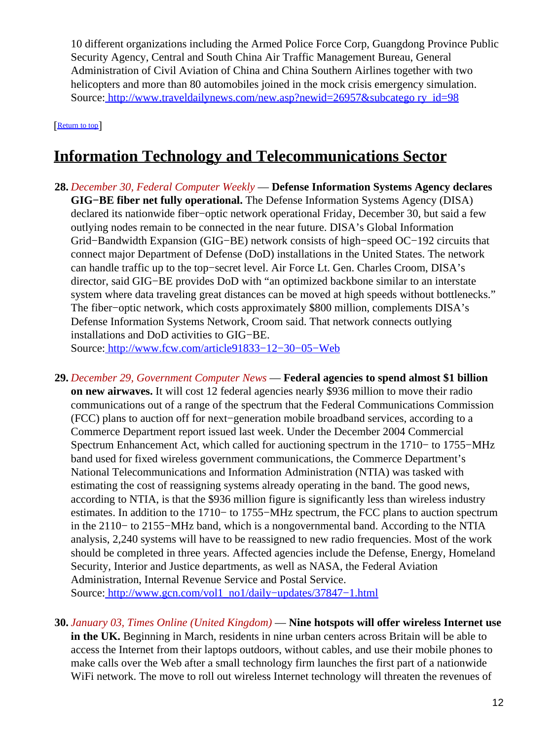10 different organizations including the Armed Police Force Corp, Guangdong Province Public Security Agency, Central and South China Air Traffic Management Bureau, General Administration of Civil Aviation of China and China Southern Airlines together with two helicopters and more than 80 automobiles joined in the mock crisis emergency simulation.
Source: http://www.traveldailynews.com/new.asp?newid=26957&subcatego ry_id=98

[Return to top]

## Information Technology and Telecommunications Sector

**28.** *December 30, Federal Computer Weekly* — **Defense Information Systems Agency declares GIG−BE fiber net fully operational.** The Defense Information Systems Agency (DISA) declared its nationwide fiber−optic network operational Friday, December 30, but said a few outlying nodes remain to be connected in the near future. DISA's Global Information Grid−Bandwidth Expansion (GIG−BE) network consists of high−speed OC−192 circuits that connect major Department of Defense (DoD) installations in the United States. The network can handle traffic up to the top−secret level. Air Force Lt. Gen. Charles Croom, DISA's director, said GIG−BE provides DoD with "an optimized backbone similar to an interstate system where data traveling great distances can be moved at high speeds without bottlenecks." The fiber−optic network, which costs approximately $800 million, complements DISA's Defense Information Systems Network, Croom said. That network connects outlying installations and DoD activities to GIG−BE.
Source: http://www.fcw.com/article91833−12−30−05−Web

**29.** *December 29, Government Computer News* — **Federal agencies to spend almost $1 billion on new airwaves.** It will cost 12 federal agencies nearly $936 million to move their radio communications out of a range of the spectrum that the Federal Communications Commission (FCC) plans to auction off for next−generation mobile broadband services, according to a Commerce Department report issued last week. Under the December 2004 Commercial Spectrum Enhancement Act, which called for auctioning spectrum in the 1710− to 1755−MHz band used for fixed wireless government communications, the Commerce Department's National Telecommunications and Information Administration (NTIA) was tasked with estimating the cost of reassigning systems already operating in the band. The good news, according to NTIA, is that the $936 million figure is significantly less than wireless industry estimates. In addition to the 1710− to 1755−MHz spectrum, the FCC plans to auction spectrum in the 2110− to 2155−MHz band, which is a nongovernmental band. According to the NTIA analysis, 2,240 systems will have to be reassigned to new radio frequencies. Most of the work should be completed in three years. Affected agencies include the Defense, Energy, Homeland Security, Interior and Justice departments, as well as NASA, the Federal Aviation Administration, Internal Revenue Service and Postal Service.
Source: http://www.gcn.com/vol1_no1/daily−updates/37847−1.html

**30.** *January 03, Times Online (United Kingdom)* — **Nine hotspots will offer wireless Internet use in the UK.** Beginning in March, residents in nine urban centers across Britain will be able to access the Internet from their laptops outdoors, without cables, and use their mobile phones to make calls over the Web after a small technology firm launches the first part of a nationwide WiFi network. The move to roll out wireless Internet technology will threaten the revenues of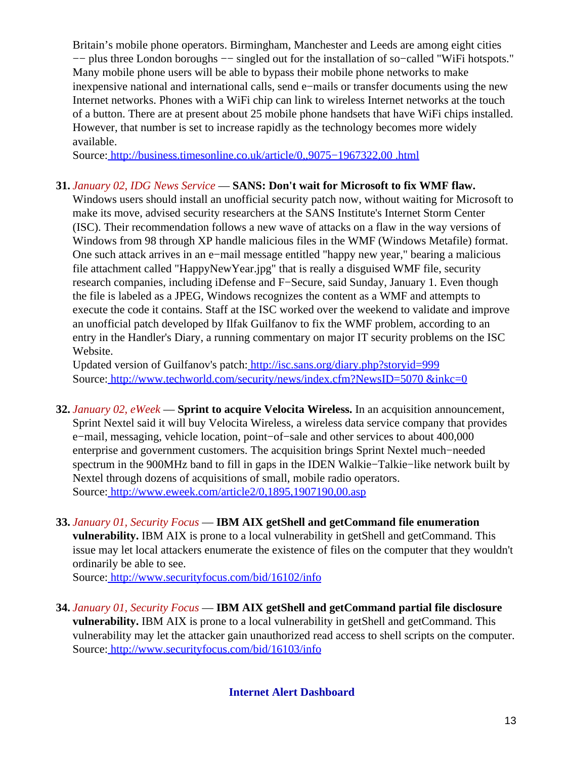Britain's mobile phone operators. Birmingham, Manchester and Leeds are among eight cities −− plus three London boroughs −− singled out for the installation of so−called "WiFi hotspots." Many mobile phone users will be able to bypass their mobile phone networks to make inexpensive national and international calls, send e−mails or transfer documents using the new Internet networks. Phones with a WiFi chip can link to wireless Internet networks at the touch of a button. There are at present about 25 mobile phone handsets that have WiFi chips installed. However, that number is set to increase rapidly as the technology becomes more widely available.
Source: http://business.timesonline.co.uk/article/0,,9075−1967322,00 .html

31. *January 02, IDG News Service* — **SANS: Don't wait for Microsoft to fix WMF flaw.** Windows users should install an unofficial security patch now, without waiting for Microsoft to make its move, advised security researchers at the SANS Institute's Internet Storm Center (ISC). Their recommendation follows a new wave of attacks on a flaw in the way versions of Windows from 98 through XP handle malicious files in the WMF (Windows Metafile) format. One such attack arrives in an e−mail message entitled "happy new year," bearing a malicious file attachment called "HappyNewYear.jpg" that is really a disguised WMF file, security research companies, including iDefense and F−Secure, said Sunday, January 1. Even though the file is labeled as a JPEG, Windows recognizes the content as a WMF and attempts to execute the code it contains. Staff at the ISC worked over the weekend to validate and improve an unofficial patch developed by Ilfak Guilfanov to fix the WMF problem, according to an entry in the Handler's Diary, a running commentary on major IT security problems on the ISC Website.
Updated version of Guilfanov's patch: http://isc.sans.org/diary.php?storyid=999
Source: http://www.techworld.com/security/news/index.cfm?NewsID=5070 &inkc=0

32. *January 02, eWeek* — **Sprint to acquire Velocita Wireless.** In an acquisition announcement, Sprint Nextel said it will buy Velocita Wireless, a wireless data service company that provides e−mail, messaging, vehicle location, point−of−sale and other services to about 400,000 enterprise and government customers. The acquisition brings Sprint Nextel much−needed spectrum in the 900MHz band to fill in gaps in the IDEN Walkie−Talkie−like network built by Nextel through dozens of acquisitions of small, mobile radio operators.
Source: http://www.eweek.com/article2/0,1895,1907190,00.asp

33. *January 01, Security Focus* — **IBM AIX getShell and getCommand file enumeration vulnerability.** IBM AIX is prone to a local vulnerability in getShell and getCommand. This issue may let local attackers enumerate the existence of files on the computer that they wouldn't ordinarily be able to see.
Source: http://www.securityfocus.com/bid/16102/info

34. *January 01, Security Focus* — **IBM AIX getShell and getCommand partial file disclosure vulnerability.** IBM AIX is prone to a local vulnerability in getShell and getCommand. This vulnerability may let the attacker gain unauthorized read access to shell scripts on the computer.
Source: http://www.securityfocus.com/bid/16103/info

## Internet Alert Dashboard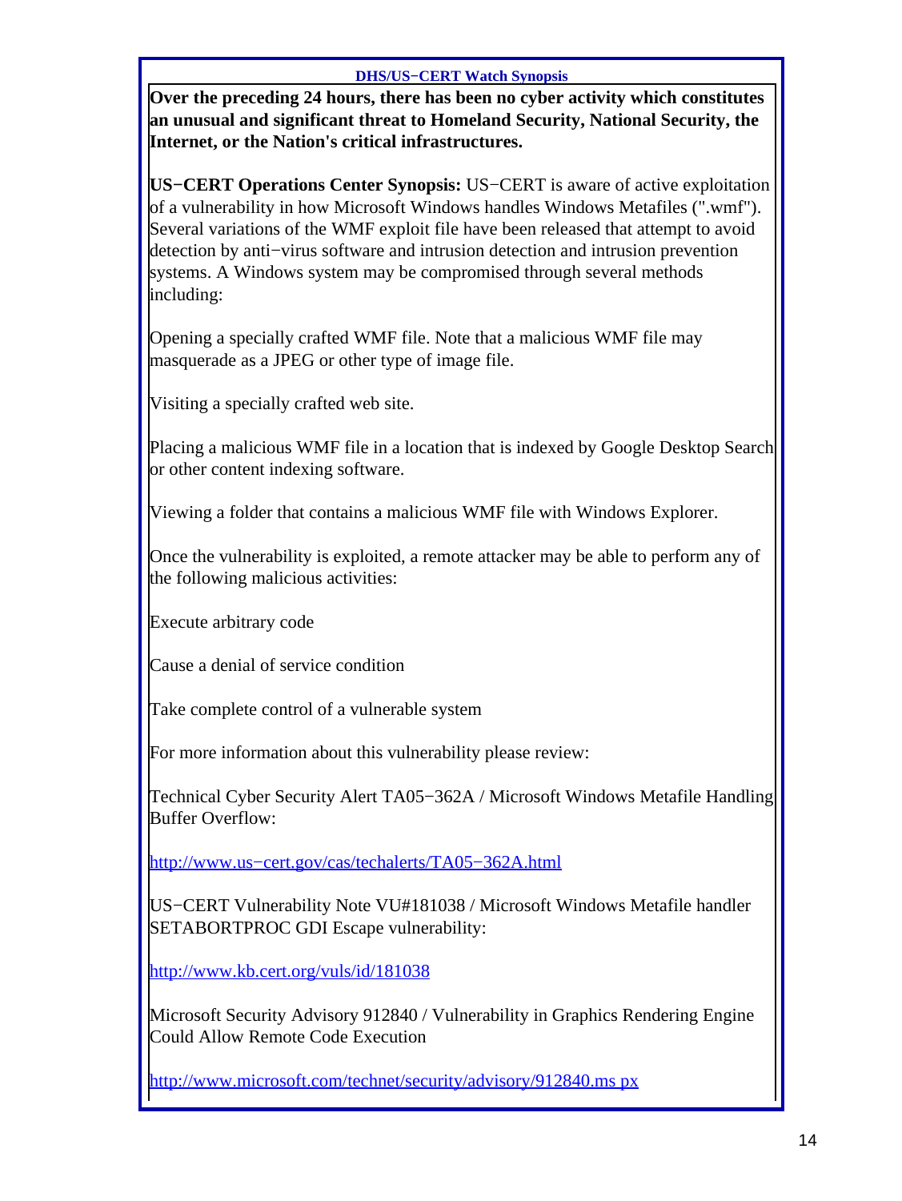**DHS/US−CERT Watch Synopsis**

**Over the preceding 24 hours, there has been no cyber activity which constitutes an unusual and significant threat to Homeland Security, National Security, the Internet, or the Nation's critical infrastructures.**

**US−CERT Operations Center Synopsis:** US−CERT is aware of active exploitation of a vulnerability in how Microsoft Windows handles Windows Metafiles (".wmf"). Several variations of the WMF exploit file have been released that attempt to avoid detection by anti−virus software and intrusion detection and intrusion prevention systems. A Windows system may be compromised through several methods including:

Opening a specially crafted WMF file. Note that a malicious WMF file may masquerade as a JPEG or other type of image file.

Visiting a specially crafted web site.

Placing a malicious WMF file in a location that is indexed by Google Desktop Search or other content indexing software.

Viewing a folder that contains a malicious WMF file with Windows Explorer.

Once the vulnerability is exploited, a remote attacker may be able to perform any of the following malicious activities:

Execute arbitrary code

Cause a denial of service condition

Take complete control of a vulnerable system

For more information about this vulnerability please review:

Technical Cyber Security Alert TA05−362A / Microsoft Windows Metafile Handling Buffer Overflow:

http://www.us−cert.gov/cas/techalerts/TA05−362A.html

US−CERT Vulnerability Note VU#181038 / Microsoft Windows Metafile handler SETABORTPROC GDI Escape vulnerability:

http://www.kb.cert.org/vuls/id/181038

Microsoft Security Advisory 912840 / Vulnerability in Graphics Rendering Engine Could Allow Remote Code Execution

http://www.microsoft.com/technet/security/advisory/912840.ms px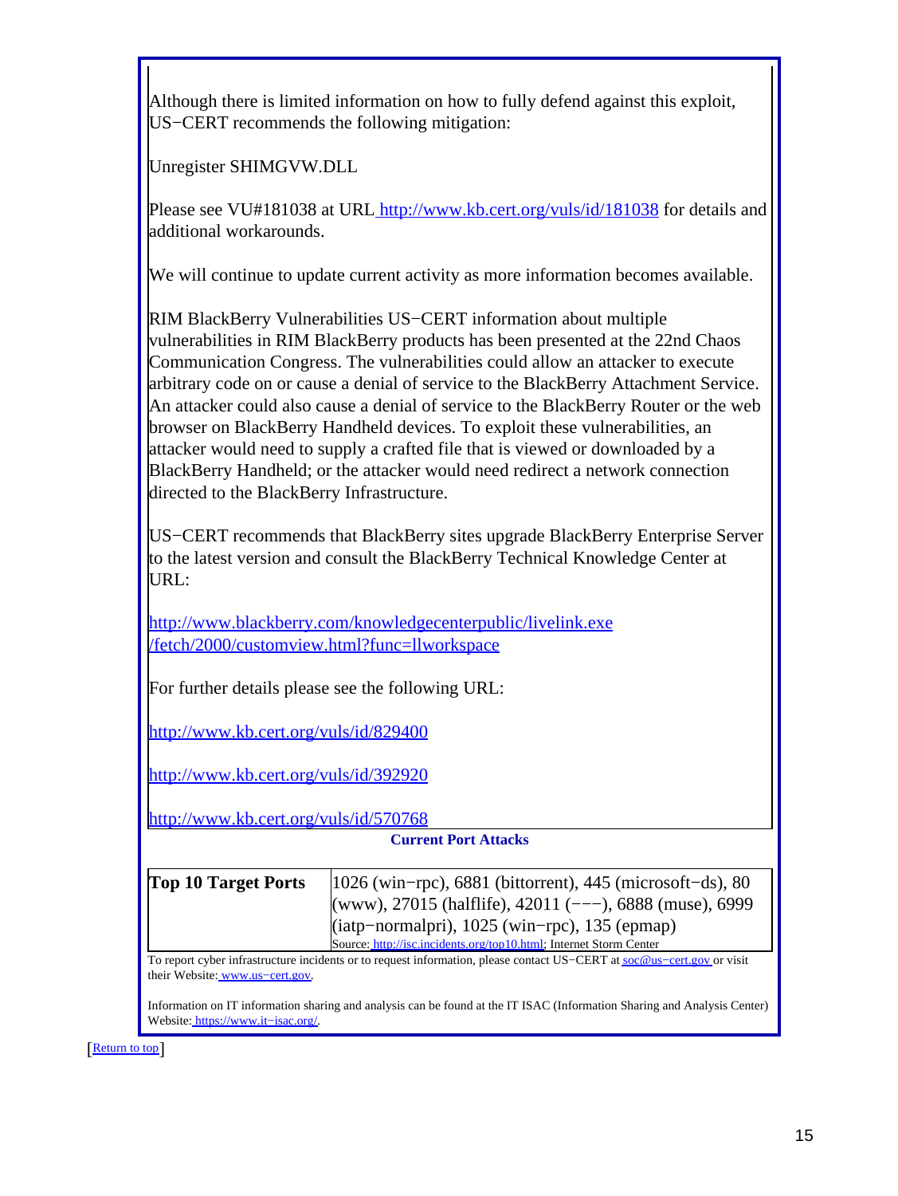Although there is limited information on how to fully defend against this exploit, US−CERT recommends the following mitigation:

Unregister SHIMGVW.DLL

Please see VU#181038 at URL http://www.kb.cert.org/vuls/id/181038 for details and additional workarounds.

We will continue to update current activity as more information becomes available.

RIM BlackBerry Vulnerabilities US−CERT information about multiple vulnerabilities in RIM BlackBerry products has been presented at the 22nd Chaos Communication Congress. The vulnerabilities could allow an attacker to execute arbitrary code on or cause a denial of service to the BlackBerry Attachment Service. An attacker could also cause a denial of service to the BlackBerry Router or the web browser on BlackBerry Handheld devices. To exploit these vulnerabilities, an attacker would need to supply a crafted file that is viewed or downloaded by a BlackBerry Handheld; or the attacker would need redirect a network connection directed to the BlackBerry Infrastructure.

US−CERT recommends that BlackBerry sites upgrade BlackBerry Enterprise Server to the latest version and consult the BlackBerry Technical Knowledge Center at URL:

http://www.blackberry.com/knowledgecenterpublic/livelink.exe/fetch/2000/customview.html?func=llworkspace

For further details please see the following URL:

http://www.kb.cert.org/vuls/id/829400

http://www.kb.cert.org/vuls/id/392920

http://www.kb.cert.org/vuls/id/570768

**Current Port Attacks**

| | |
|---|---|
| **Top 10 Target Ports** | 1026 (win−rpc), 6881 (bittorrent), 445 (microsoft−ds), 80 (www), 27015 (halflife), 42011 (−−−), 6888 (muse), 6999 (iatp−normalpri), 1025 (win−rpc), 135 (epmap)<br>Source: http://isc.incidents.org/top10.html; Internet Storm Center |

To report cyber infrastructure incidents or to request information, please contact US−CERT at soc@us−cert.gov or visit their Website: www.us−cert.gov.

Information on IT information sharing and analysis can be found at the IT ISAC (Information Sharing and Analysis Center) Website: https://www.it−isac.org/.

[Return to top]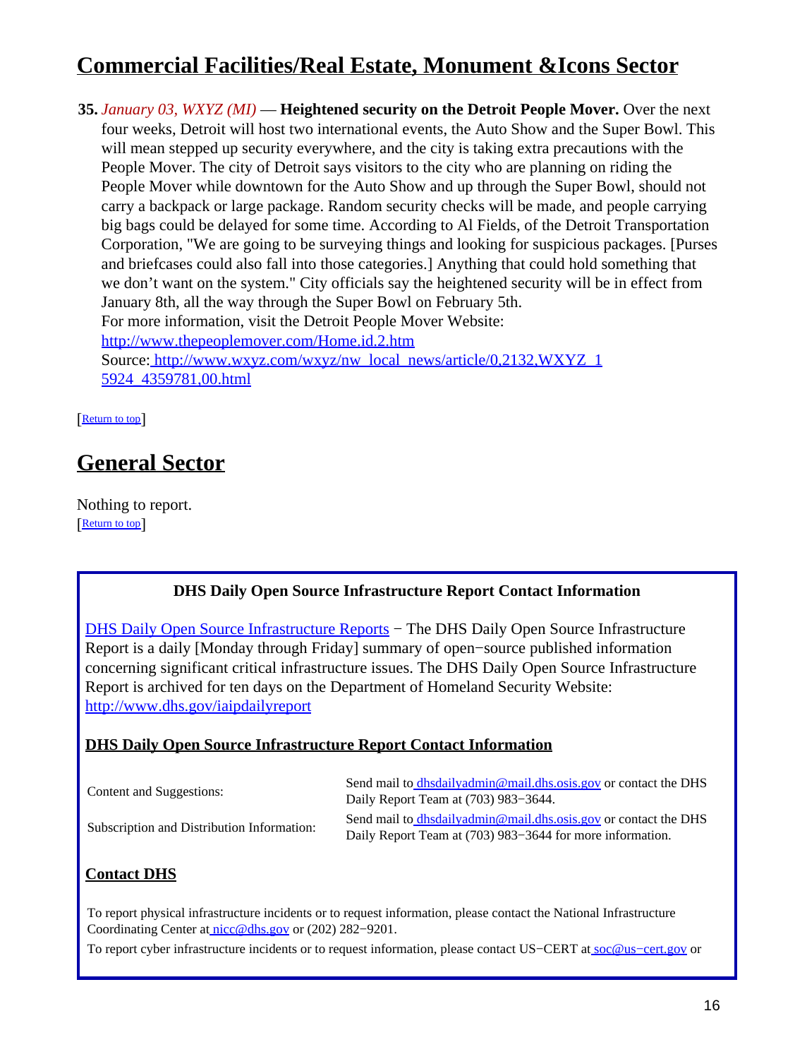## Commercial Facilities/Real Estate, Monument &Icons Sector

**35.** *January 03, WXYZ (MI)* — **Heightened security on the Detroit People Mover.** Over the next four weeks, Detroit will host two international events, the Auto Show and the Super Bowl. This will mean stepped up security everywhere, and the city is taking extra precautions with the People Mover. The city of Detroit says visitors to the city who are planning on riding the People Mover while downtown for the Auto Show and up through the Super Bowl, should not carry a backpack or large package. Random security checks will be made, and people carrying big bags could be delayed for some time. According to Al Fields, of the Detroit Transportation Corporation, "We are going to be surveying things and looking for suspicious packages. [Purses and briefcases could also fall into those categories.] Anything that could hold something that we don't want on the system." City officials say the heightened security will be in effect from January 8th, all the way through the Super Bowl on February 5th.
For more information, visit the Detroit People Mover Website: http://www.thepeoplemover.com/Home.id.2.htm
Source: http://www.wxyz.com/wxyz/nw_local_news/article/0,2132,WXYZ_15924_4359781,00.html

[Return to top]

## General Sector

Nothing to report.
[Return to top]

**DHS Daily Open Source Infrastructure Report Contact Information**

DHS Daily Open Source Infrastructure Reports − The DHS Daily Open Source Infrastructure Report is a daily [Monday through Friday] summary of open−source published information concerning significant critical infrastructure issues. The DHS Daily Open Source Infrastructure Report is archived for ten days on the Department of Homeland Security Website: http://www.dhs.gov/iaipdailyreport

### DHS Daily Open Source Infrastructure Report Contact Information

| | |
|---|---|
| Content and Suggestions: | Send mail to dhsdailyadmin@mail.dhs.osis.gov or contact the DHS Daily Report Team at (703) 983−3644. |
| Subscription and Distribution Information: | Send mail to dhsdailyadmin@mail.dhs.osis.gov or contact the DHS Daily Report Team at (703) 983−3644 for more information. |

### Contact DHS

To report physical infrastructure incidents or to request information, please contact the National Infrastructure Coordinating Center at nicc@dhs.gov or (202) 282−9201.

To report cyber infrastructure incidents or to request information, please contact US−CERT at soc@us−cert.gov or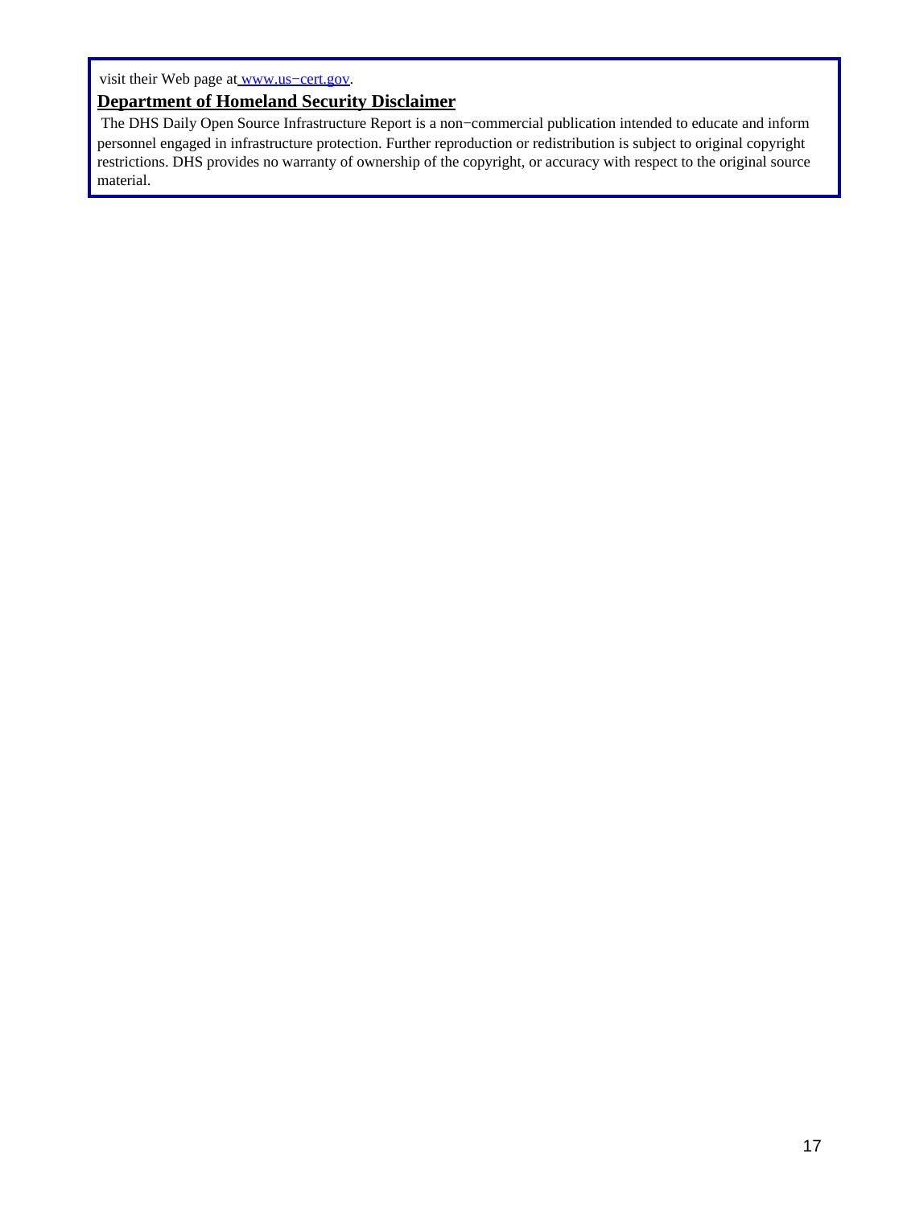visit their Web page at www.us−cert.gov.

## Department of Homeland Security Disclaimer

The DHS Daily Open Source Infrastructure Report is a non−commercial publication intended to educate and inform personnel engaged in infrastructure protection. Further reproduction or redistribution is subject to original copyright restrictions. DHS provides no warranty of ownership of the copyright, or accuracy with respect to the original source material.